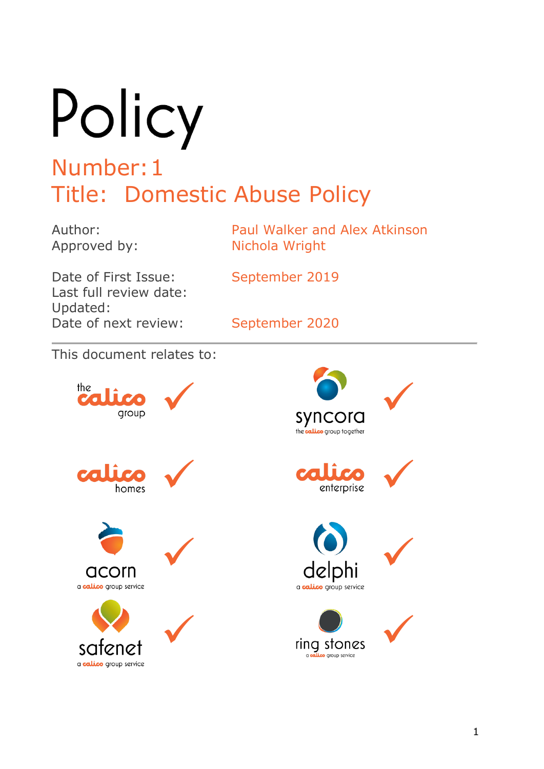# Policy

## Number: 1
## Title: Domestic Abuse Policy

| | |
|---|---|
| Author: | Paul Walker and Alex Atkinson |
| Approved by: | Nichola Wright |
| Date of First Issue: | September 2019 |
| Last full review date: | |
| Updated: | |
| Date of next review: | September 2020 |

This document relates to:

| | | | |
|---|---|---|---|
| the calico group | ✓ | syncora – the calico group together | ✓ |
| calico homes | ✓ | calico enterprise | ✓ |
| acorn – a calico group service | ✓ | delphi – a calico group service | ✓ |
| safenet – a calico group service | ✓ | ring stones – a calico group service | ✓ |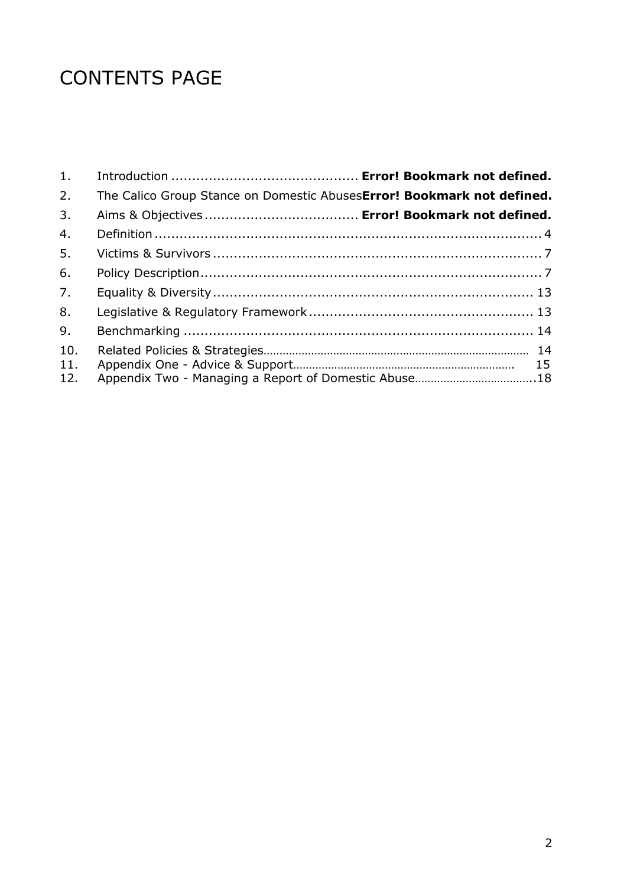# CONTENTS PAGE

1. Introduction ............................................ **Error! Bookmark not defined.**
2. The Calico Group Stance on Domestic Abuses**Error! Bookmark not defined.**
3. Aims & Objectives .................................... **Error! Bookmark not defined.**
4. Definition ............................................................................................. 4
5. Victims & Survivors ............................................................................... 7
6. Policy Description.................................................................................. 7
7. Equality & Diversity ............................................................................ 13
8. Legislative & Regulatory Framework ...................................................... 13
9. Benchmarking ..................................................................................... 14
10. Related Policies & Strategies.................................................................................. 14
11. Appendix One - Advice & Support..................................................................... 15
12. Appendix Two - Managing a Report of Domestic Abuse.....................................18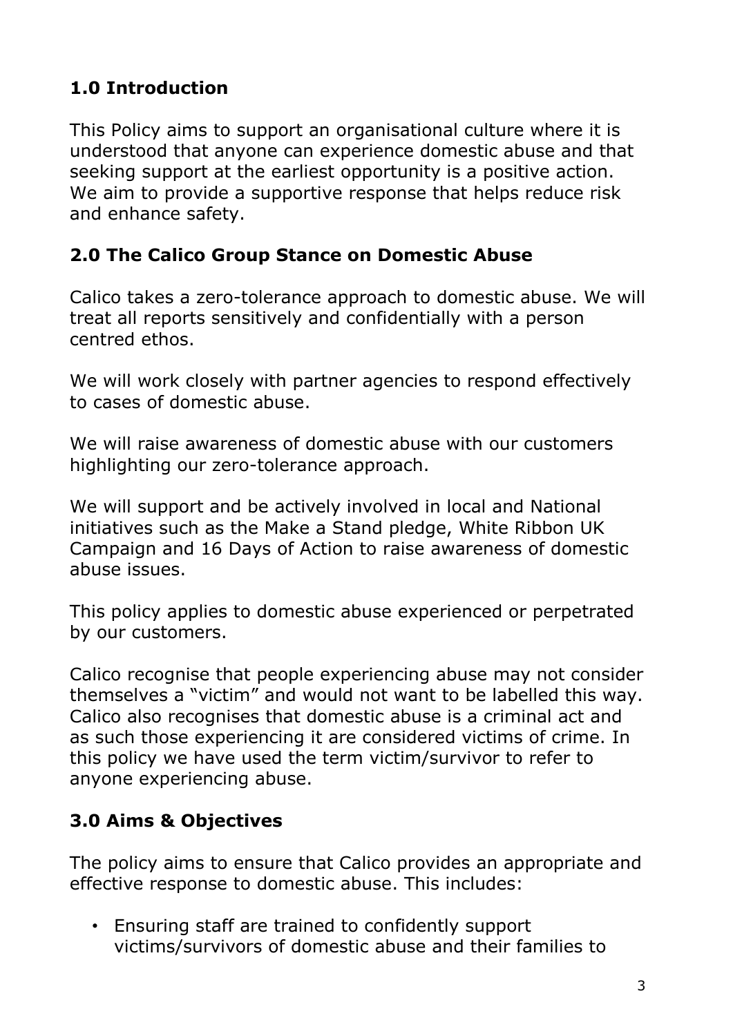## 1.0 Introduction

This Policy aims to support an organisational culture where it is understood that anyone can experience domestic abuse and that seeking support at the earliest opportunity is a positive action. We aim to provide a supportive response that helps reduce risk and enhance safety.

## 2.0 The Calico Group Stance on Domestic Abuse

Calico takes a zero-tolerance approach to domestic abuse. We will treat all reports sensitively and confidentially with a person centred ethos.

We will work closely with partner agencies to respond effectively to cases of domestic abuse.

We will raise awareness of domestic abuse with our customers highlighting our zero-tolerance approach.

We will support and be actively involved in local and National initiatives such as the Make a Stand pledge, White Ribbon UK Campaign and 16 Days of Action to raise awareness of domestic abuse issues.

This policy applies to domestic abuse experienced or perpetrated by our customers.

Calico recognise that people experiencing abuse may not consider themselves a "victim" and would not want to be labelled this way. Calico also recognises that domestic abuse is a criminal act and as such those experiencing it are considered victims of crime. In this policy we have used the term victim/survivor to refer to anyone experiencing abuse.

## 3.0 Aims & Objectives

The policy aims to ensure that Calico provides an appropriate and effective response to domestic abuse. This includes:

- Ensuring staff are trained to confidently support victims/survivors of domestic abuse and their families to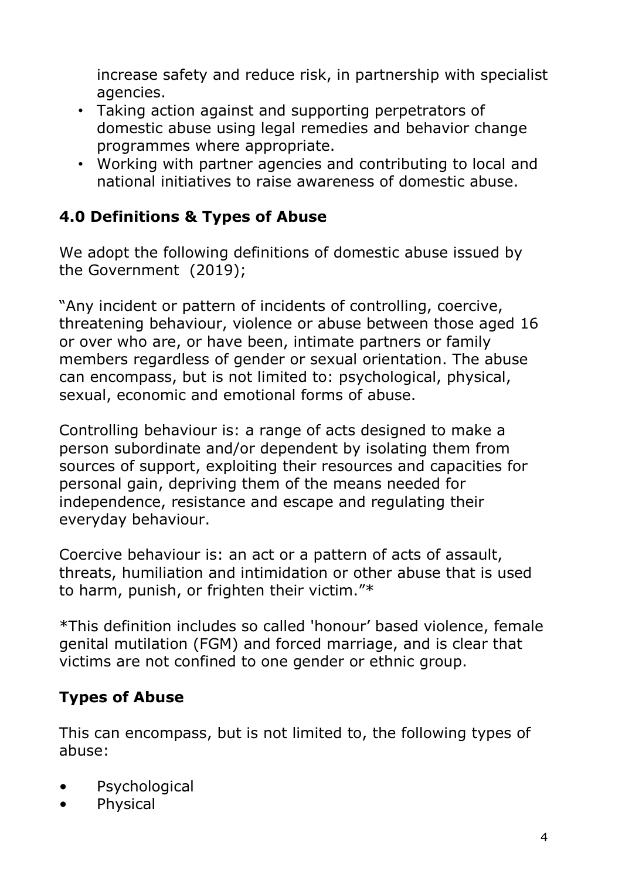increase safety and reduce risk, in partnership with specialist agencies.

- Taking action against and supporting perpetrators of domestic abuse using legal remedies and behavior change programmes where appropriate.
- Working with partner agencies and contributing to local and national initiatives to raise awareness of domestic abuse.

## 4.0 Definitions & Types of Abuse

We adopt the following definitions of domestic abuse issued by the Government  (2019);

"Any incident or pattern of incidents of controlling, coercive, threatening behaviour, violence or abuse between those aged 16 or over who are, or have been, intimate partners or family members regardless of gender or sexual orientation. The abuse can encompass, but is not limited to: psychological, physical, sexual, economic and emotional forms of abuse.

Controlling behaviour is: a range of acts designed to make a person subordinate and/or dependent by isolating them from sources of support, exploiting their resources and capacities for personal gain, depriving them of the means needed for independence, resistance and escape and regulating their everyday behaviour.

Coercive behaviour is: an act or a pattern of acts of assault, threats, humiliation and intimidation or other abuse that is used to harm, punish, or frighten their victim."*

*This definition includes so called 'honour' based violence, female genital mutilation (FGM) and forced marriage, and is clear that victims are not confined to one gender or ethnic group.

## Types of Abuse

This can encompass, but is not limited to, the following types of abuse:

- Psychological
- Physical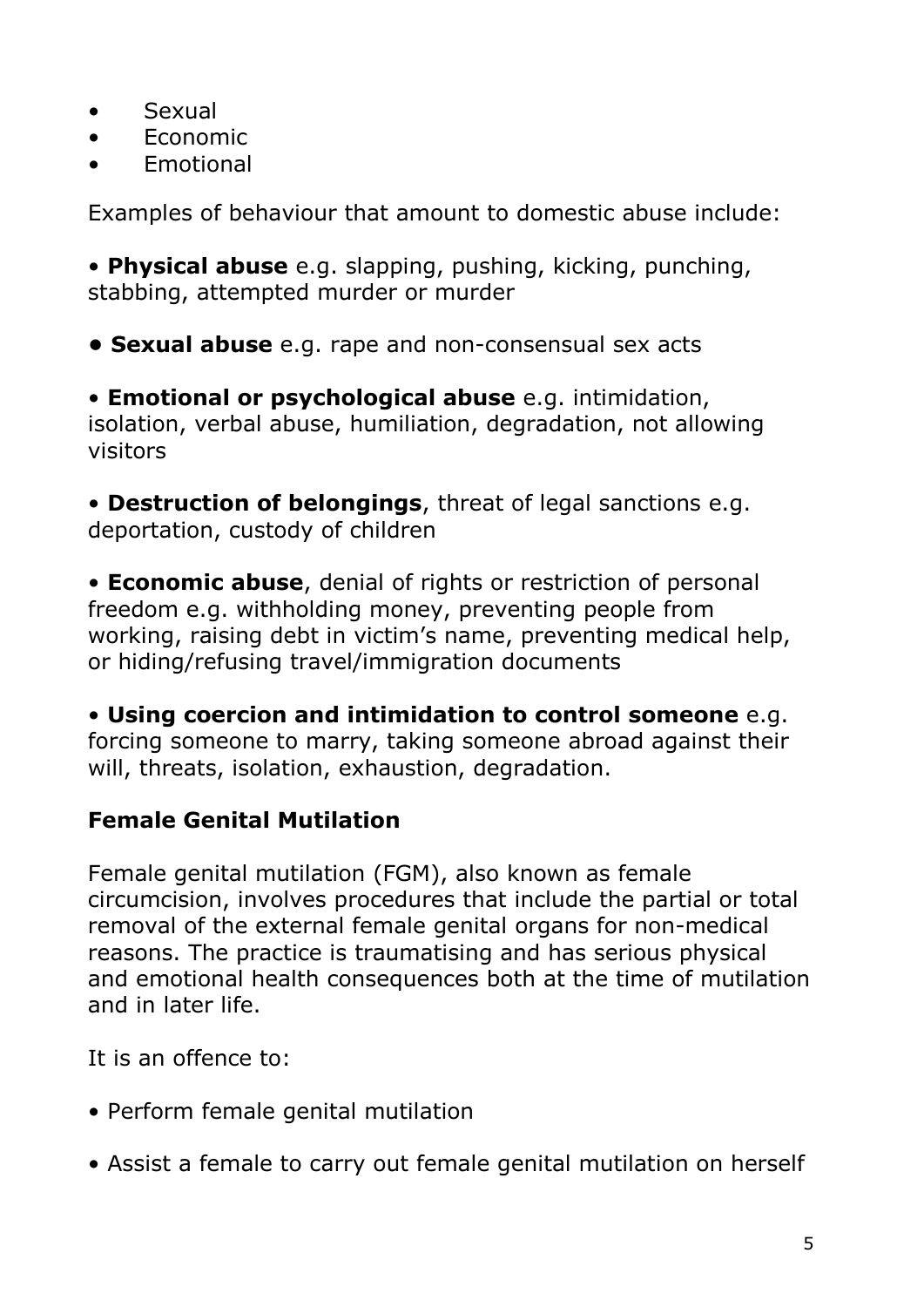- Sexual
- Economic
- Emotional

Examples of behaviour that amount to domestic abuse include:

- **Physical abuse** e.g. slapping, pushing, kicking, punching, stabbing, attempted murder or murder

- **Sexual abuse** e.g. rape and non-consensual sex acts

- **Emotional or psychological abuse** e.g. intimidation, isolation, verbal abuse, humiliation, degradation, not allowing visitors

- **Destruction of belongings**, threat of legal sanctions e.g. deportation, custody of children

- **Economic abuse**, denial of rights or restriction of personal freedom e.g. withholding money, preventing people from working, raising debt in victim's name, preventing medical help, or hiding/refusing travel/immigration documents

- **Using coercion and intimidation to control someone** e.g. forcing someone to marry, taking someone abroad against their will, threats, isolation, exhaustion, degradation.

## Female Genital Mutilation

Female genital mutilation (FGM), also known as female circumcision, involves procedures that include the partial or total removal of the external female genital organs for non-medical reasons. The practice is traumatising and has serious physical and emotional health consequences both at the time of mutilation and in later life.

It is an offence to:

- Perform female genital mutilation

- Assist a female to carry out female genital mutilation on herself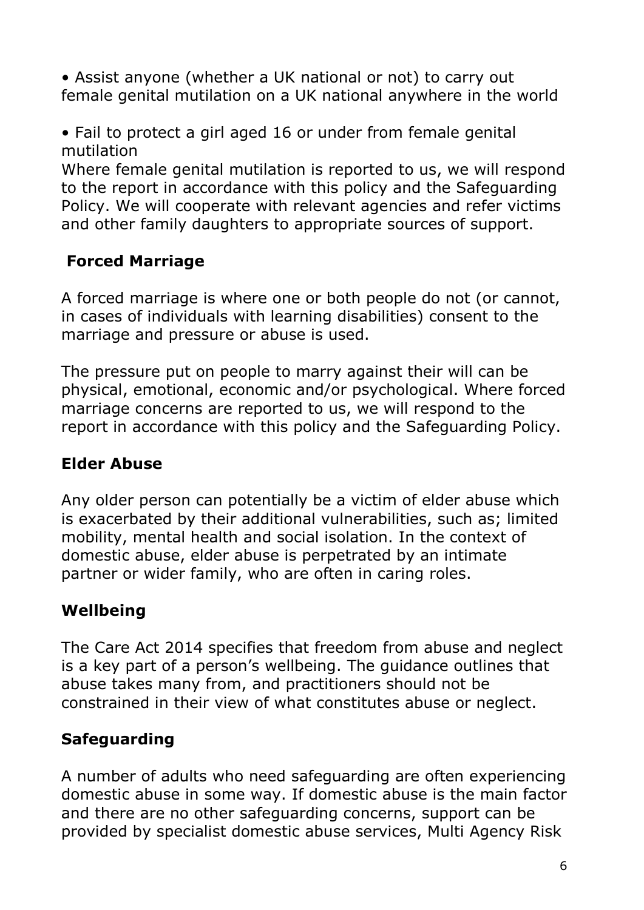- Assist anyone (whether a UK national or not) to carry out female genital mutilation on a UK national anywhere in the world

- Fail to protect a girl aged 16 or under from female genital mutilation

Where female genital mutilation is reported to us, we will respond to the report in accordance with this policy and the Safeguarding Policy. We will cooperate with relevant agencies and refer victims and other family daughters to appropriate sources of support.

### Forced Marriage

A forced marriage is where one or both people do not (or cannot, in cases of individuals with learning disabilities) consent to the marriage and pressure or abuse is used.

The pressure put on people to marry against their will can be physical, emotional, economic and/or psychological. Where forced marriage concerns are reported to us, we will respond to the report in accordance with this policy and the Safeguarding Policy.

### Elder Abuse

Any older person can potentially be a victim of elder abuse which is exacerbated by their additional vulnerabilities, such as; limited mobility, mental health and social isolation. In the context of domestic abuse, elder abuse is perpetrated by an intimate partner or wider family, who are often in caring roles.

### Wellbeing

The Care Act 2014 specifies that freedom from abuse and neglect is a key part of a person's wellbeing. The guidance outlines that abuse takes many from, and practitioners should not be constrained in their view of what constitutes abuse or neglect.

### Safeguarding

A number of adults who need safeguarding are often experiencing domestic abuse in some way. If domestic abuse is the main factor and there are no other safeguarding concerns, support can be provided by specialist domestic abuse services, Multi Agency Risk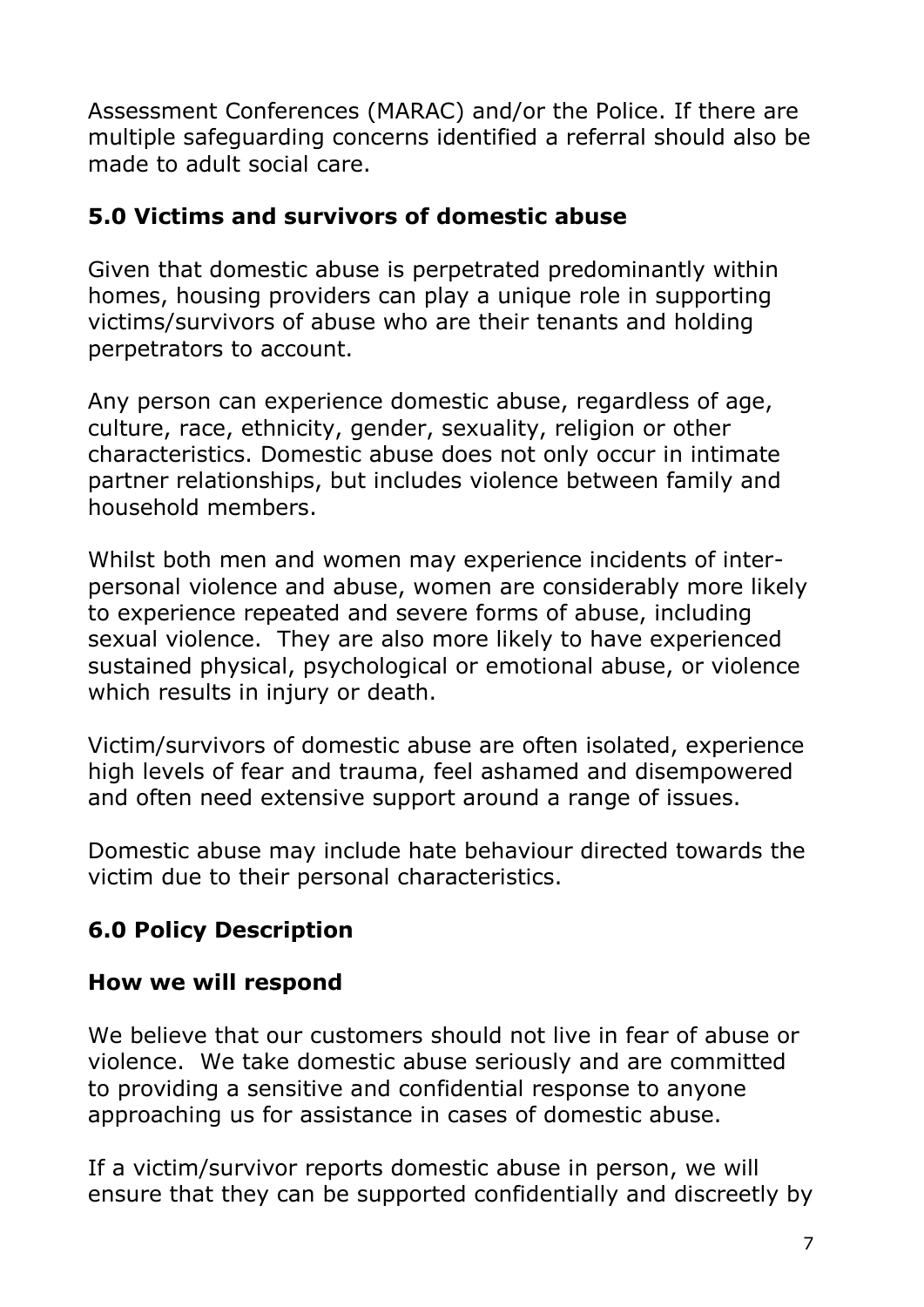Assessment Conferences (MARAC) and/or the Police. If there are multiple safeguarding concerns identified a referral should also be made to adult social care.

## 5.0 Victims and survivors of domestic abuse

Given that domestic abuse is perpetrated predominantly within homes, housing providers can play a unique role in supporting victims/survivors of abuse who are their tenants and holding perpetrators to account.

Any person can experience domestic abuse, regardless of age, culture, race, ethnicity, gender, sexuality, religion or other characteristics. Domestic abuse does not only occur in intimate partner relationships, but includes violence between family and household members.

Whilst both men and women may experience incidents of inter-personal violence and abuse, women are considerably more likely to experience repeated and severe forms of abuse, including sexual violence. They are also more likely to have experienced sustained physical, psychological or emotional abuse, or violence which results in injury or death.

Victim/survivors of domestic abuse are often isolated, experience high levels of fear and trauma, feel ashamed and disempowered and often need extensive support around a range of issues.

Domestic abuse may include hate behaviour directed towards the victim due to their personal characteristics.

## 6.0 Policy Description

### How we will respond

We believe that our customers should not live in fear of abuse or violence. We take domestic abuse seriously and are committed to providing a sensitive and confidential response to anyone approaching us for assistance in cases of domestic abuse.

If a victim/survivor reports domestic abuse in person, we will ensure that they can be supported confidentially and discreetly by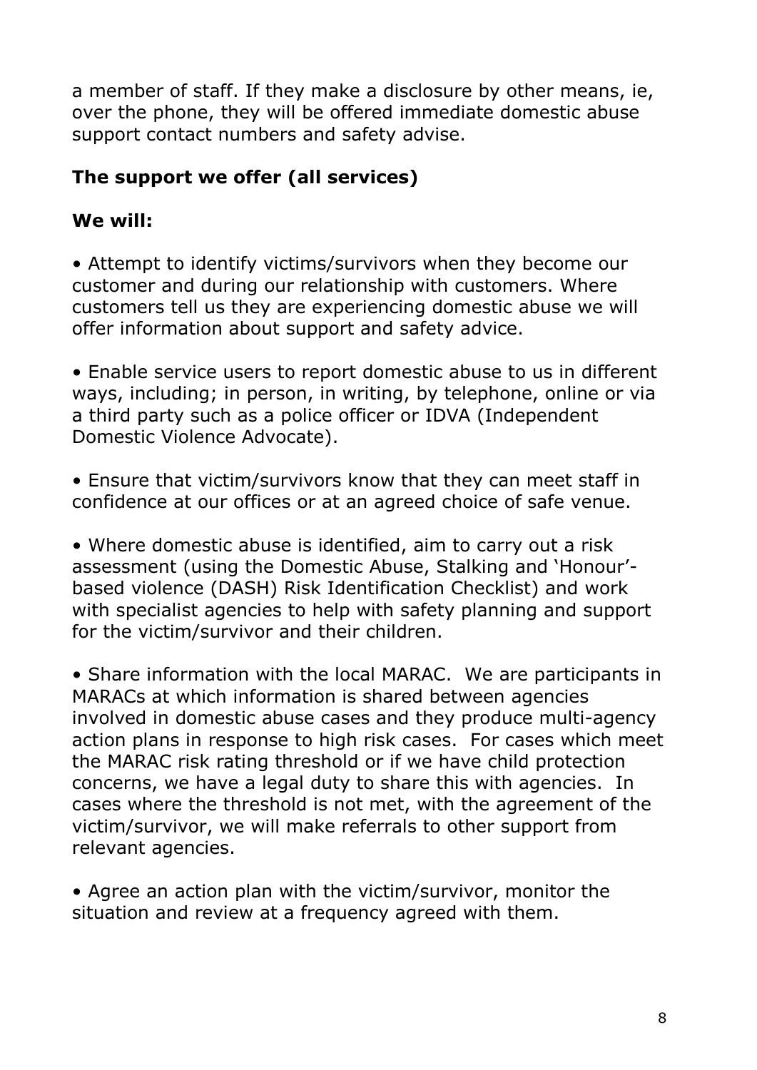a member of staff. If they make a disclosure by other means, ie, over the phone, they will be offered immediate domestic abuse support contact numbers and safety advise.

### The support we offer (all services)

**We will:**

- Attempt to identify victims/survivors when they become our customer and during our relationship with customers. Where customers tell us they are experiencing domestic abuse we will offer information about support and safety advice.

- Enable service users to report domestic abuse to us in different ways, including; in person, in writing, by telephone, online or via a third party such as a police officer or IDVA (Independent Domestic Violence Advocate).

- Ensure that victim/survivors know that they can meet staff in confidence at our offices or at an agreed choice of safe venue.

- Where domestic abuse is identified, aim to carry out a risk assessment (using the Domestic Abuse, Stalking and 'Honour'-based violence (DASH) Risk Identification Checklist) and work with specialist agencies to help with safety planning and support for the victim/survivor and their children.

- Share information with the local MARAC. We are participants in MARACs at which information is shared between agencies involved in domestic abuse cases and they produce multi-agency action plans in response to high risk cases. For cases which meet the MARAC risk rating threshold or if we have child protection concerns, we have a legal duty to share this with agencies. In cases where the threshold is not met, with the agreement of the victim/survivor, we will make referrals to other support from relevant agencies.

- Agree an action plan with the victim/survivor, monitor the situation and review at a frequency agreed with them.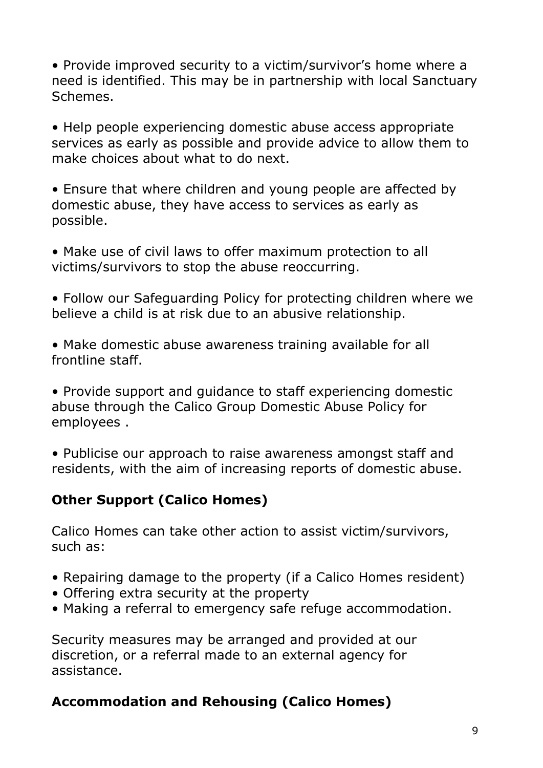- Provide improved security to a victim/survivor's home where a need is identified. This may be in partnership with local Sanctuary Schemes.

- Help people experiencing domestic abuse access appropriate services as early as possible and provide advice to allow them to make choices about what to do next.

- Ensure that where children and young people are affected by domestic abuse, they have access to services as early as possible.

- Make use of civil laws to offer maximum protection to all victims/survivors to stop the abuse reoccurring.

- Follow our Safeguarding Policy for protecting children where we believe a child is at risk due to an abusive relationship.

- Make domestic abuse awareness training available for all frontline staff.

- Provide support and guidance to staff experiencing domestic abuse through the Calico Group Domestic Abuse Policy for employees .

- Publicise our approach to raise awareness amongst staff and residents, with the aim of increasing reports of domestic abuse.

## Other Support (Calico Homes)

Calico Homes can take other action to assist victim/survivors, such as:

- Repairing damage to the property (if a Calico Homes resident)
- Offering extra security at the property
- Making a referral to emergency safe refuge accommodation.

Security measures may be arranged and provided at our discretion, or a referral made to an external agency for assistance.

## Accommodation and Rehousing (Calico Homes)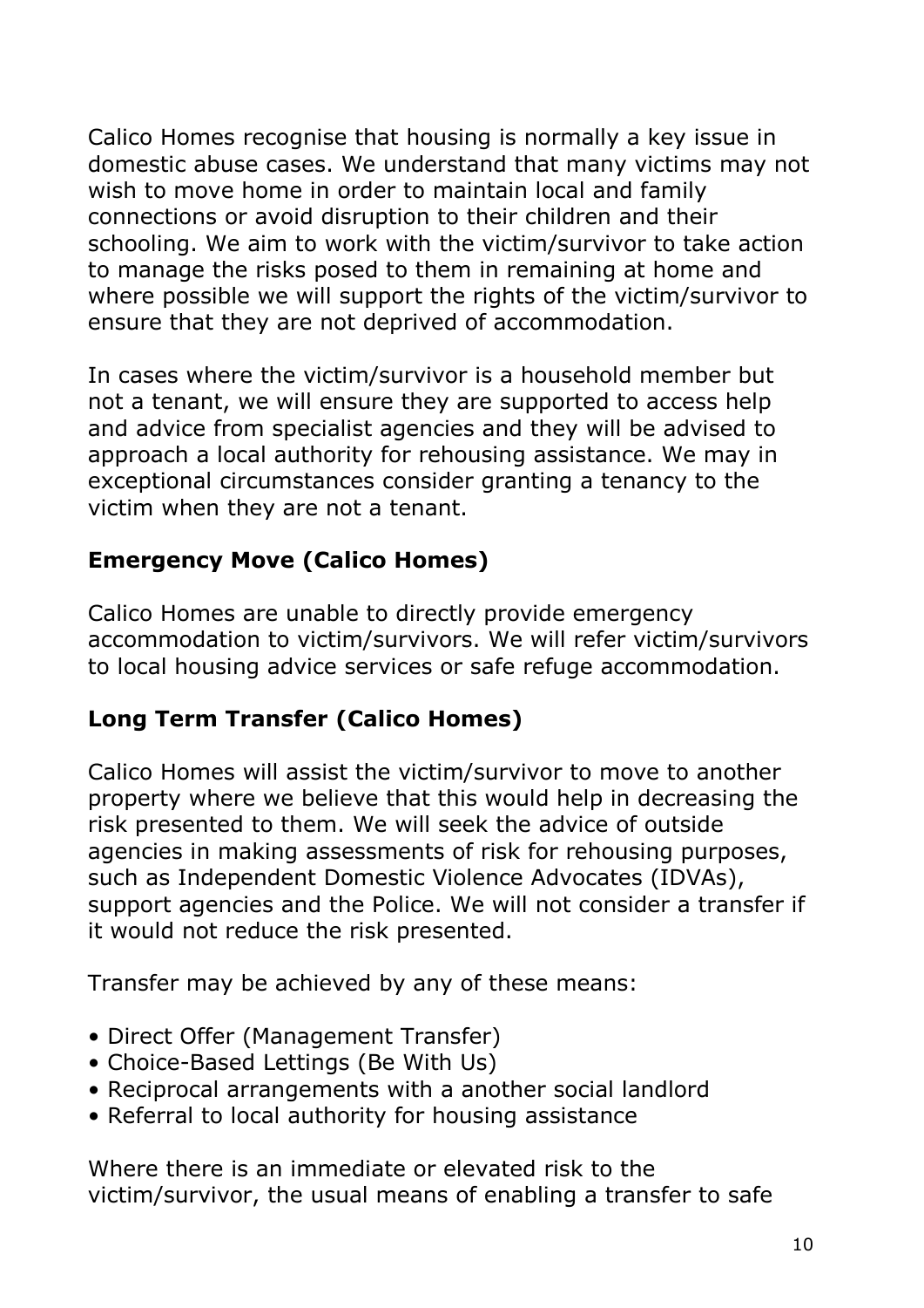Calico Homes recognise that housing is normally a key issue in domestic abuse cases. We understand that many victims may not wish to move home in order to maintain local and family connections or avoid disruption to their children and their schooling. We aim to work with the victim/survivor to take action to manage the risks posed to them in remaining at home and where possible we will support the rights of the victim/survivor to ensure that they are not deprived of accommodation.

In cases where the victim/survivor is a household member but not a tenant, we will ensure they are supported to access help and advice from specialist agencies and they will be advised to approach a local authority for rehousing assistance. We may in exceptional circumstances consider granting a tenancy to the victim when they are not a tenant.

### Emergency Move (Calico Homes)

Calico Homes are unable to directly provide emergency accommodation to victim/survivors. We will refer victim/survivors to local housing advice services or safe refuge accommodation.

### Long Term Transfer (Calico Homes)

Calico Homes will assist the victim/survivor to move to another property where we believe that this would help in decreasing the risk presented to them. We will seek the advice of outside agencies in making assessments of risk for rehousing purposes, such as Independent Domestic Violence Advocates (IDVAs), support agencies and the Police. We will not consider a transfer if it would not reduce the risk presented.

Transfer may be achieved by any of these means:

- Direct Offer (Management Transfer)
- Choice-Based Lettings (Be With Us)
- Reciprocal arrangements with a another social landlord
- Referral to local authority for housing assistance

Where there is an immediate or elevated risk to the victim/survivor, the usual means of enabling a transfer to safe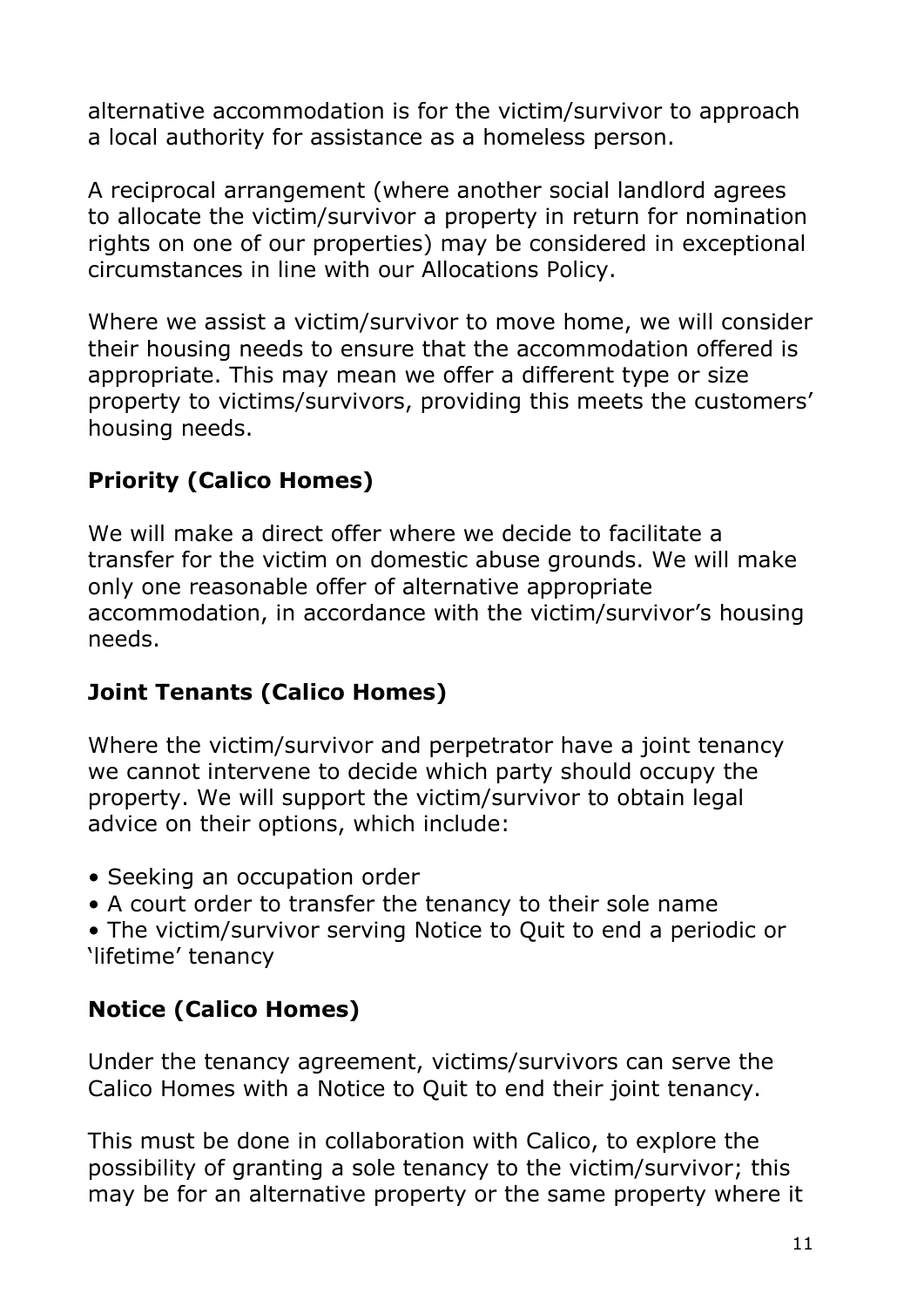alternative accommodation is for the victim/survivor to approach a local authority for assistance as a homeless person.

A reciprocal arrangement (where another social landlord agrees to allocate the victim/survivor a property in return for nomination rights on one of our properties) may be considered in exceptional circumstances in line with our Allocations Policy.

Where we assist a victim/survivor to move home, we will consider their housing needs to ensure that the accommodation offered is appropriate. This may mean we offer a different type or size property to victims/survivors, providing this meets the customers' housing needs.

### Priority (Calico Homes)

We will make a direct offer where we decide to facilitate a transfer for the victim on domestic abuse grounds. We will make only one reasonable offer of alternative appropriate accommodation, in accordance with the victim/survivor's housing needs.

### Joint Tenants (Calico Homes)

Where the victim/survivor and perpetrator have a joint tenancy we cannot intervene to decide which party should occupy the property. We will support the victim/survivor to obtain legal advice on their options, which include:

- Seeking an occupation order
- A court order to transfer the tenancy to their sole name
- The victim/survivor serving Notice to Quit to end a periodic or 'lifetime' tenancy

### Notice (Calico Homes)

Under the tenancy agreement, victims/survivors can serve the Calico Homes with a Notice to Quit to end their joint tenancy.

This must be done in collaboration with Calico, to explore the possibility of granting a sole tenancy to the victim/survivor; this may be for an alternative property or the same property where it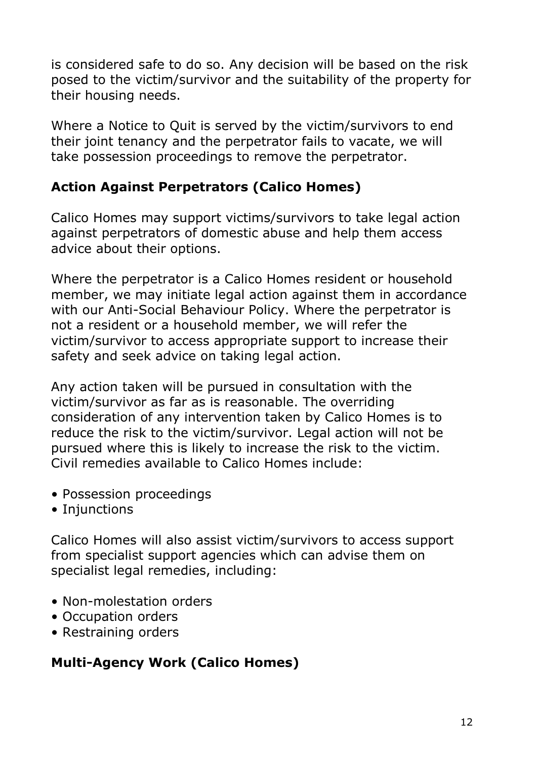is considered safe to do so. Any decision will be based on the risk posed to the victim/survivor and the suitability of the property for their housing needs.

Where a Notice to Quit is served by the victim/survivors to end their joint tenancy and the perpetrator fails to vacate, we will take possession proceedings to remove the perpetrator.

## Action Against Perpetrators (Calico Homes)

Calico Homes may support victims/survivors to take legal action against perpetrators of domestic abuse and help them access advice about their options.

Where the perpetrator is a Calico Homes resident or household member, we may initiate legal action against them in accordance with our Anti-Social Behaviour Policy. Where the perpetrator is not a resident or a household member, we will refer the victim/survivor to access appropriate support to increase their safety and seek advice on taking legal action.

Any action taken will be pursued in consultation with the victim/survivor as far as is reasonable. The overriding consideration of any intervention taken by Calico Homes is to reduce the risk to the victim/survivor. Legal action will not be pursued where this is likely to increase the risk to the victim. Civil remedies available to Calico Homes include:

- Possession proceedings
- Injunctions

Calico Homes will also assist victim/survivors to access support from specialist support agencies which can advise them on specialist legal remedies, including:

- Non-molestation orders
- Occupation orders
- Restraining orders

## Multi-Agency Work (Calico Homes)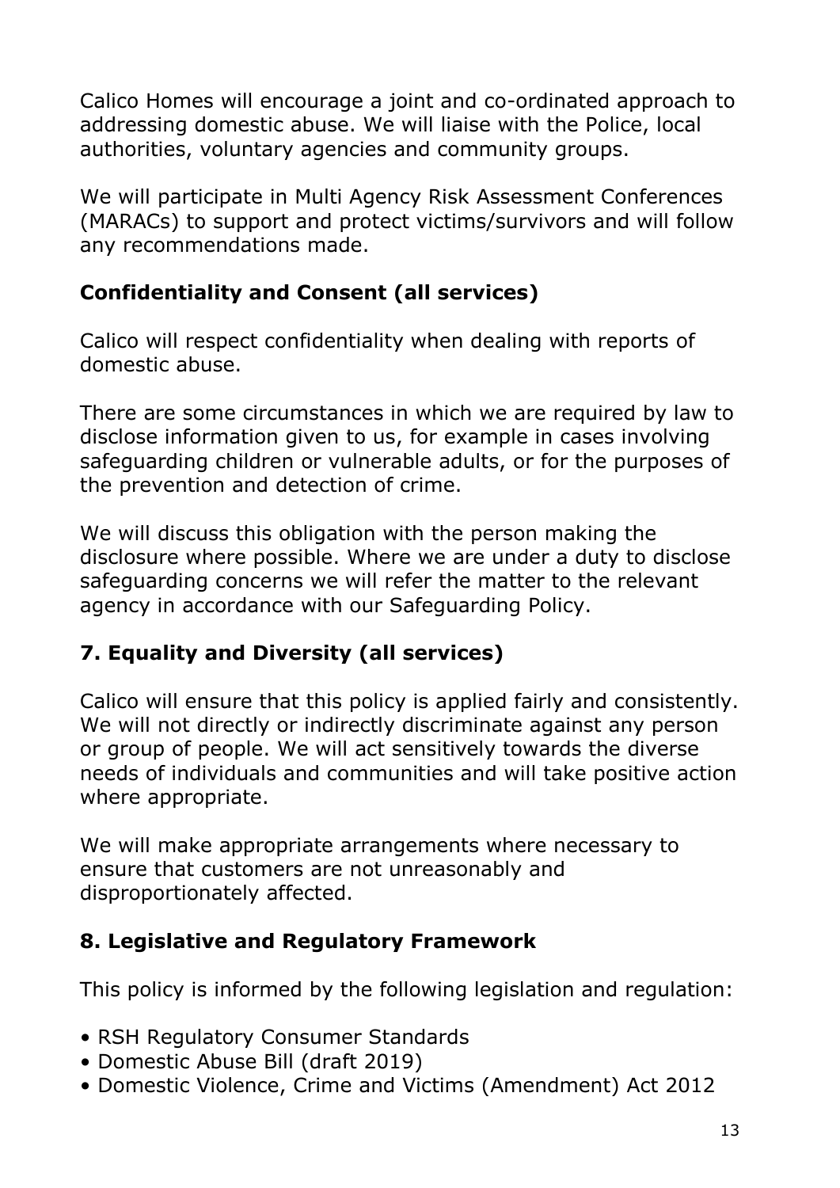Calico Homes will encourage a joint and co-ordinated approach to addressing domestic abuse. We will liaise with the Police, local authorities, voluntary agencies and community groups.

We will participate in Multi Agency Risk Assessment Conferences (MARACs) to support and protect victims/survivors and will follow any recommendations made.

### Confidentiality and Consent (all services)

Calico will respect confidentiality when dealing with reports of domestic abuse.

There are some circumstances in which we are required by law to disclose information given to us, for example in cases involving safeguarding children or vulnerable adults, or for the purposes of the prevention and detection of crime.

We will discuss this obligation with the person making the disclosure where possible. Where we are under a duty to disclose safeguarding concerns we will refer the matter to the relevant agency in accordance with our Safeguarding Policy.

## 7. Equality and Diversity (all services)

Calico will ensure that this policy is applied fairly and consistently. We will not directly or indirectly discriminate against any person or group of people. We will act sensitively towards the diverse needs of individuals and communities and will take positive action where appropriate.

We will make appropriate arrangements where necessary to ensure that customers are not unreasonably and disproportionately affected.

## 8. Legislative and Regulatory Framework

This policy is informed by the following legislation and regulation:

- RSH Regulatory Consumer Standards
- Domestic Abuse Bill (draft 2019)
- Domestic Violence, Crime and Victims (Amendment) Act 2012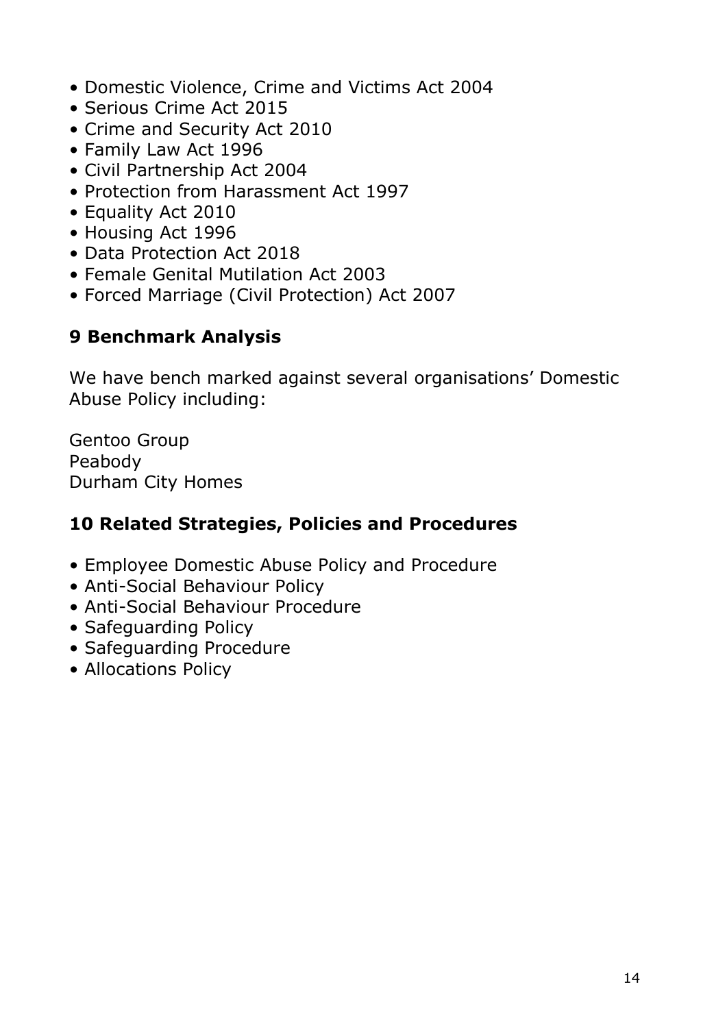- Domestic Violence, Crime and Victims Act 2004
- Serious Crime Act 2015
- Crime and Security Act 2010
- Family Law Act 1996
- Civil Partnership Act 2004
- Protection from Harassment Act 1997
- Equality Act 2010
- Housing Act 1996
- Data Protection Act 2018
- Female Genital Mutilation Act 2003
- Forced Marriage (Civil Protection) Act 2007

## 9 Benchmark Analysis

We have bench marked against several organisations' Domestic Abuse Policy including:

Gentoo Group
Peabody
Durham City Homes

## 10 Related Strategies, Policies and Procedures

- Employee Domestic Abuse Policy and Procedure
- Anti-Social Behaviour Policy
- Anti-Social Behaviour Procedure
- Safeguarding Policy
- Safeguarding Procedure
- Allocations Policy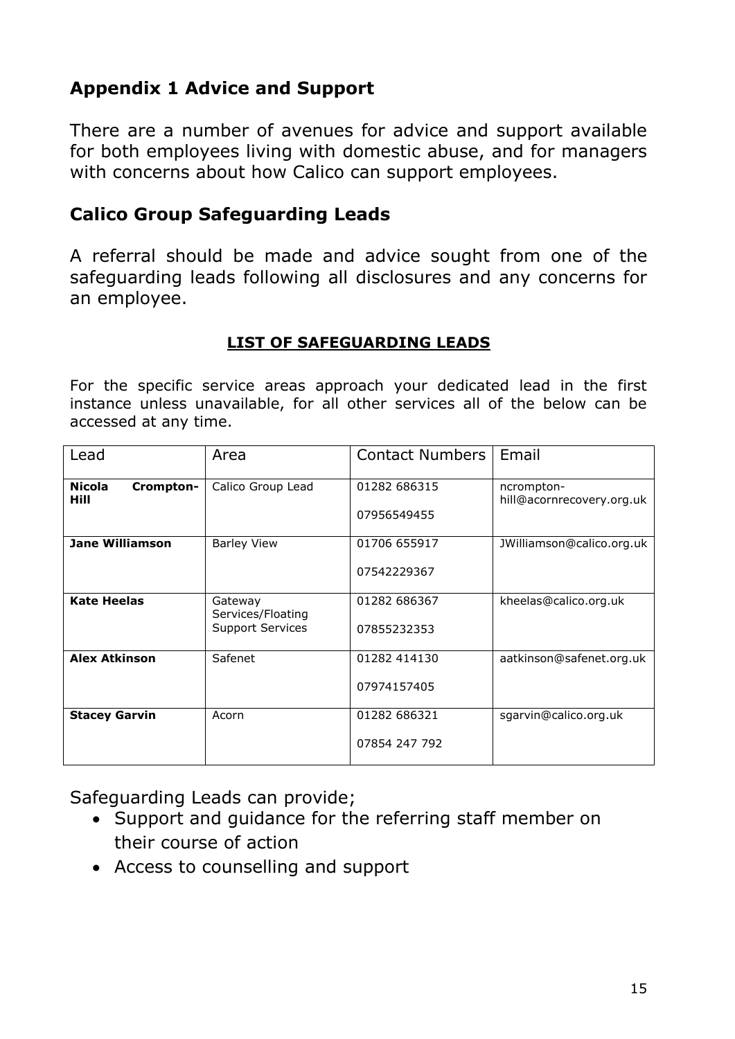## Appendix 1 Advice and Support

There are a number of avenues for advice and support available for both employees living with domestic abuse, and for managers with concerns about how Calico can support employees.

## Calico Group Safeguarding Leads

A referral should be made and advice sought from one of the safeguarding leads following all disclosures and any concerns for an employee.

**LIST OF SAFEGUARDING LEADS**

For the specific service areas approach your dedicated lead in the first instance unless unavailable, for all other services all of the below can be accessed at any time.

| Lead | Area | Contact Numbers | Email |
|---|---|---|---|
| **Nicola Crompton-Hill** | Calico Group Lead | 01282 686315<br>07956549455 | ncrompton-hill@acornrecovery.org.uk |
| **Jane Williamson** | Barley View | 01706 655917<br>07542229367 | JWilliamson@calico.org.uk |
| **Kate Heelas** | Gateway Services/Floating Support Services | 01282 686367<br>07855232353 | kheelas@calico.org.uk |
| **Alex Atkinson** | Safenet | 01282 414130<br>07974157405 | aatkinson@safenet.org.uk |
| **Stacey Garvin** | Acorn | 01282 686321<br>07854 247 792 | sgarvin@calico.org.uk |

Safeguarding Leads can provide;

- Support and guidance for the referring staff member on their course of action
- Access to counselling and support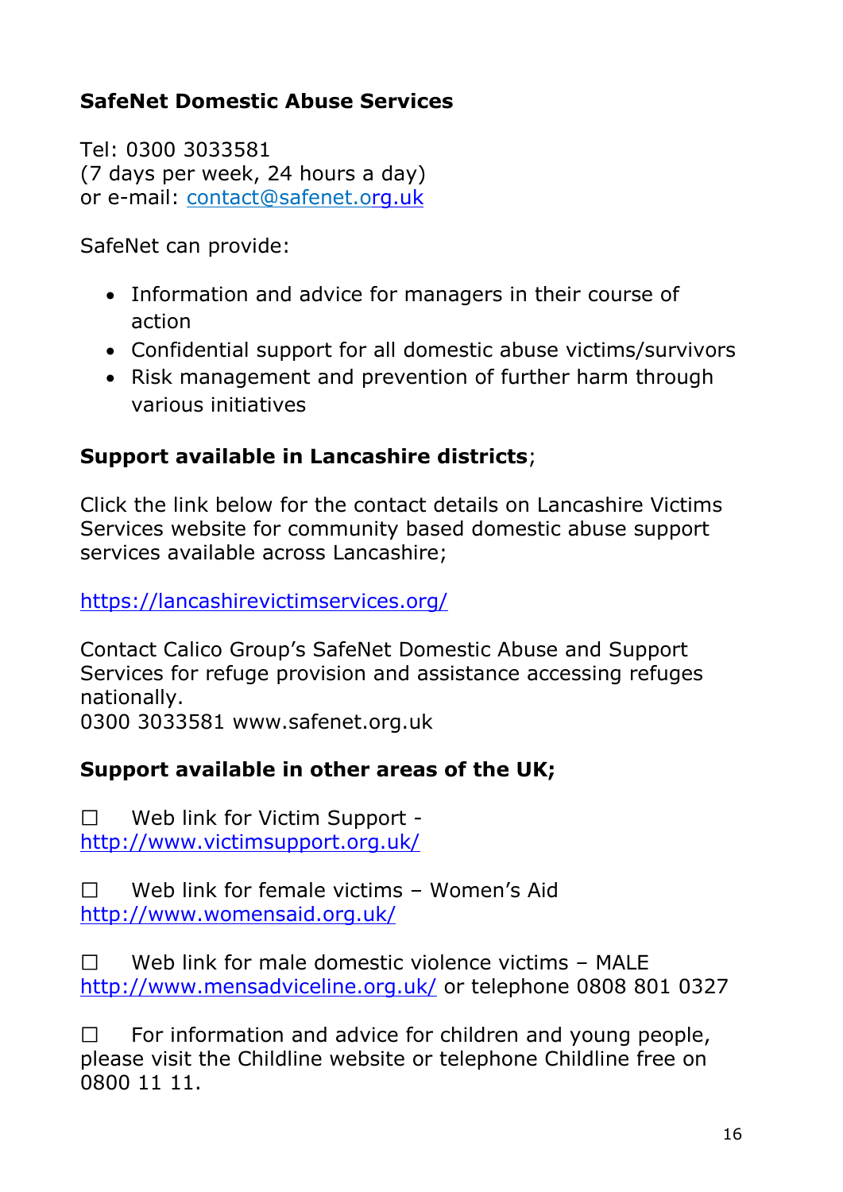**SafeNet Domestic Abuse Services**

Tel: 0300 3033581
(7 days per week, 24 hours a day)
or e-mail: contact@safenet.org.uk

SafeNet can provide:

- Information and advice for managers in their course of action
- Confidential support for all domestic abuse victims/survivors
- Risk management and prevention of further harm through various initiatives

**Support available in Lancashire districts**;

Click the link below for the contact details on Lancashire Victims Services website for community based domestic abuse support services available across Lancashire;

https://lancashirevictimservices.org/

Contact Calico Group's SafeNet Domestic Abuse and Support Services for refuge provision and assistance accessing refuges nationally.
0300 3033581 www.safenet.org.uk

**Support available in other areas of the UK;**

☐ Web link for Victim Support - http://www.victimsupport.org.uk/

☐ Web link for female victims – Women's Aid http://www.womensaid.org.uk/

☐ Web link for male domestic violence victims – MALE http://www.mensadviceline.org.uk/ or telephone 0808 801 0327

☐ For information and advice for children and young people, please visit the Childline website or telephone Childline free on 0800 11 11.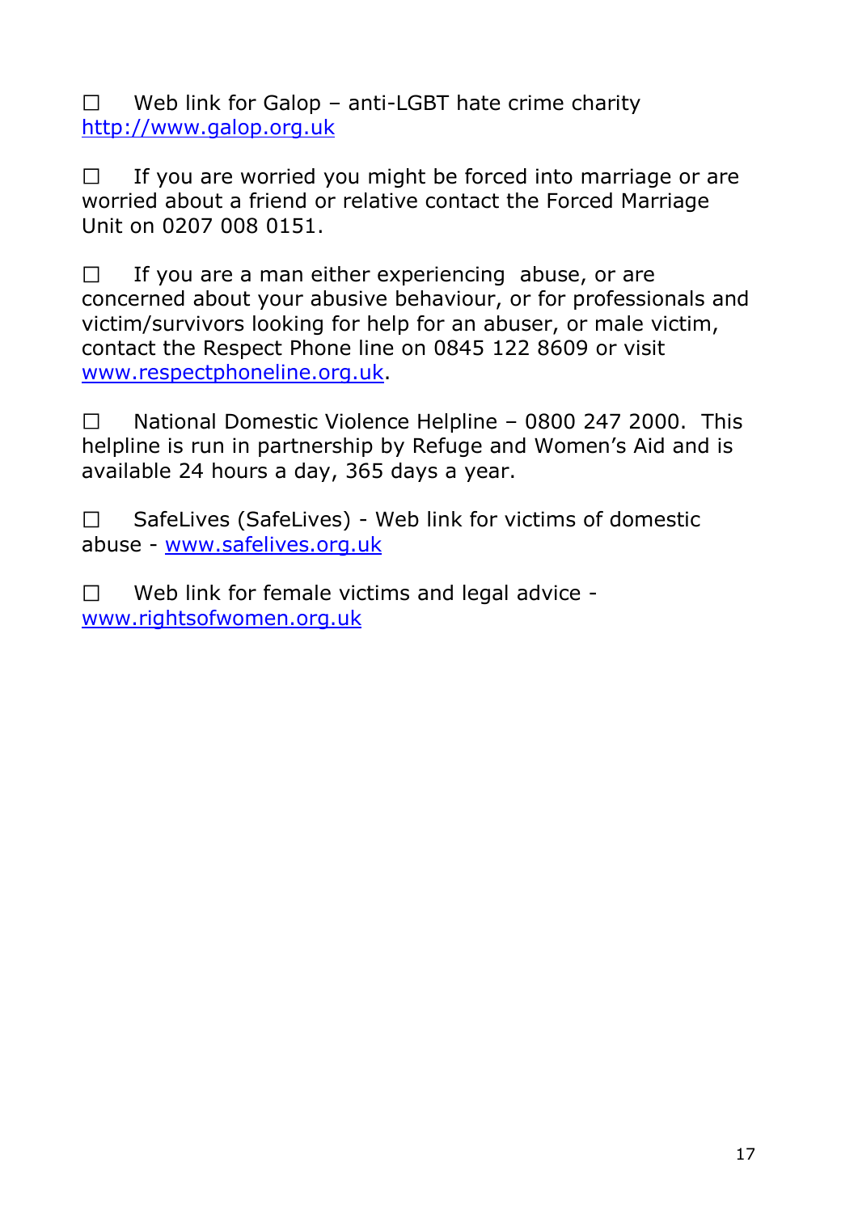☐ Web link for Galop – anti-LGBT hate crime charity http://www.galop.org.uk

☐ If you are worried you might be forced into marriage or are worried about a friend or relative contact the Forced Marriage Unit on 0207 008 0151.

☐ If you are a man either experiencing abuse, or are concerned about your abusive behaviour, or for professionals and victim/survivors looking for help for an abuser, or male victim, contact the Respect Phone line on 0845 122 8609 or visit www.respectphoneline.org.uk.

☐ National Domestic Violence Helpline – 0800 247 2000. This helpline is run in partnership by Refuge and Women's Aid and is available 24 hours a day, 365 days a year.

☐ SafeLives (SafeLives) - Web link for victims of domestic abuse - www.safelives.org.uk

☐ Web link for female victims and legal advice - www.rightsofwomen.org.uk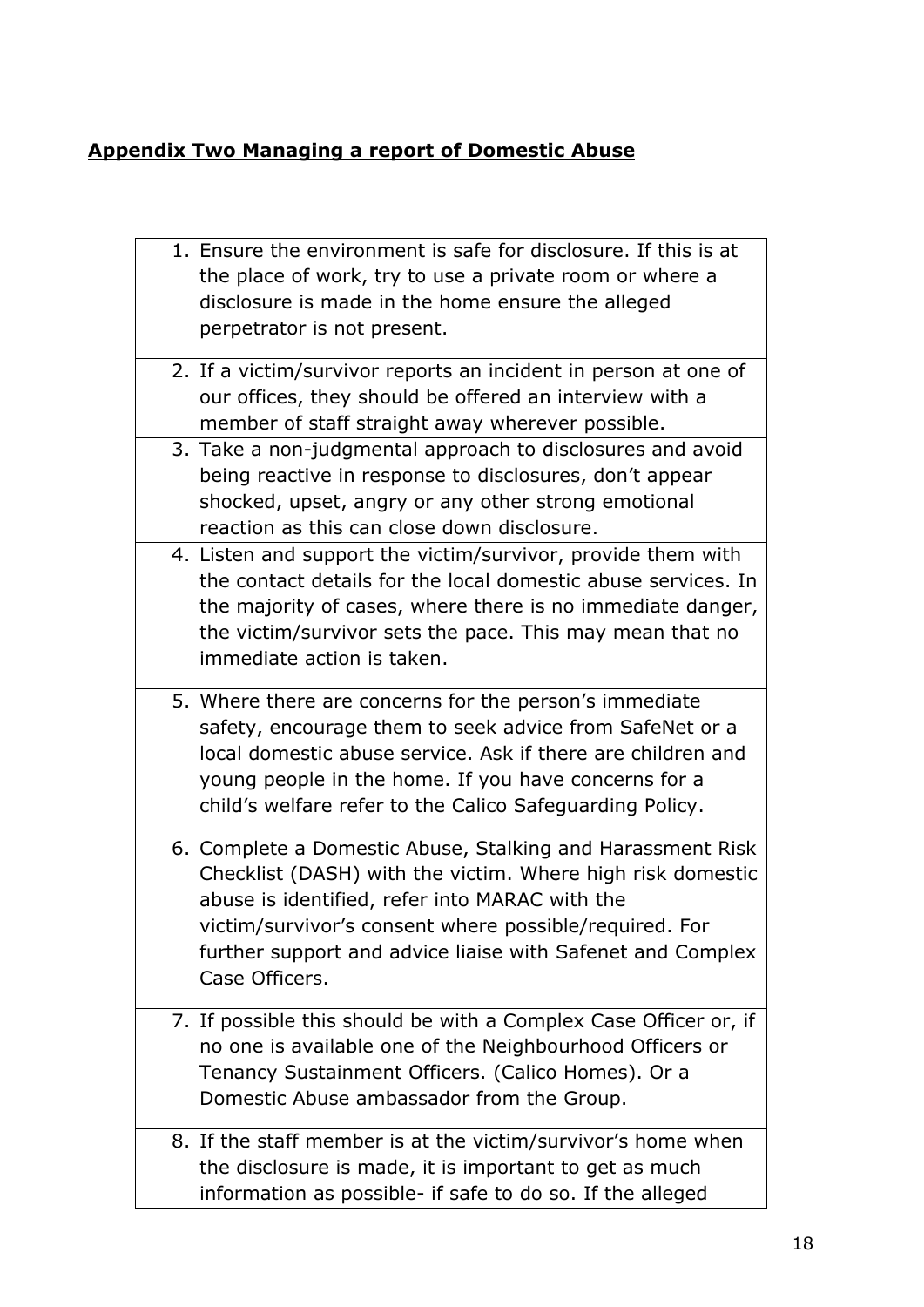## Appendix Two Managing a report of Domestic Abuse

1. Ensure the environment is safe for disclosure. If this is at the place of work, try to use a private room or where a disclosure is made in the home ensure the alleged perpetrator is not present.
2. If a victim/survivor reports an incident in person at one of our offices, they should be offered an interview with a member of staff straight away wherever possible.
3. Take a non-judgmental approach to disclosures and avoid being reactive in response to disclosures, don't appear shocked, upset, angry or any other strong emotional reaction as this can close down disclosure.
4. Listen and support the victim/survivor, provide them with the contact details for the local domestic abuse services. In the majority of cases, where there is no immediate danger, the victim/survivor sets the pace. This may mean that no immediate action is taken.
5. Where there are concerns for the person's immediate safety, encourage them to seek advice from SafeNet or a local domestic abuse service. Ask if there are children and young people in the home. If you have concerns for a child's welfare refer to the Calico Safeguarding Policy.
6. Complete a Domestic Abuse, Stalking and Harassment Risk Checklist (DASH) with the victim. Where high risk domestic abuse is identified, refer into MARAC with the victim/survivor's consent where possible/required. For further support and advice liaise with Safenet and Complex Case Officers.
7. If possible this should be with a Complex Case Officer or, if no one is available one of the Neighbourhood Officers or Tenancy Sustainment Officers. (Calico Homes). Or a Domestic Abuse ambassador from the Group.
8. If the staff member is at the victim/survivor's home when the disclosure is made, it is important to get as much information as possible- if safe to do so. If the alleged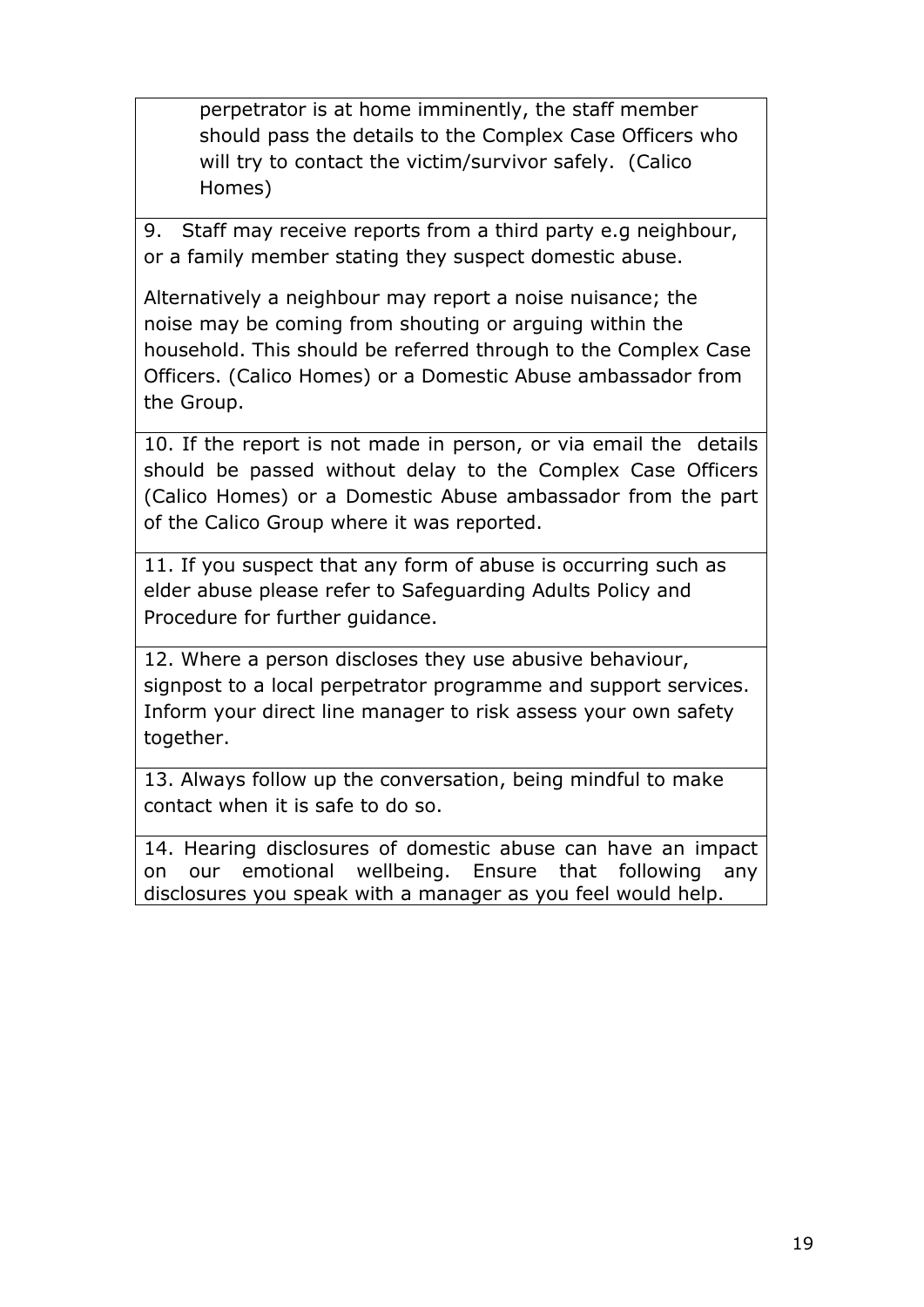| |
|---|
| perpetrator is at home imminently, the staff member should pass the details to the Complex Case Officers who will try to contact the victim/survivor safely. (Calico Homes) |
| 9. Staff may receive reports from a third party e.g neighbour, or a family member stating they suspect domestic abuse.<br><br>Alternatively a neighbour may report a noise nuisance; the noise may be coming from shouting or arguing within the household. This should be referred through to the Complex Case Officers. (Calico Homes) or a Domestic Abuse ambassador from the Group. |
| 10. If the report is not made in person, or via email the details should be passed without delay to the Complex Case Officers (Calico Homes) or a Domestic Abuse ambassador from the part of the Calico Group where it was reported. |
| 11. If you suspect that any form of abuse is occurring such as elder abuse please refer to Safeguarding Adults Policy and Procedure for further guidance. |
| 12. Where a person discloses they use abusive behaviour, signpost to a local perpetrator programme and support services. Inform your direct line manager to risk assess your own safety together. |
| 13. Always follow up the conversation, being mindful to make contact when it is safe to do so. |
| 14. Hearing disclosures of domestic abuse can have an impact on our emotional wellbeing. Ensure that following any disclosures you speak with a manager as you feel would help. |